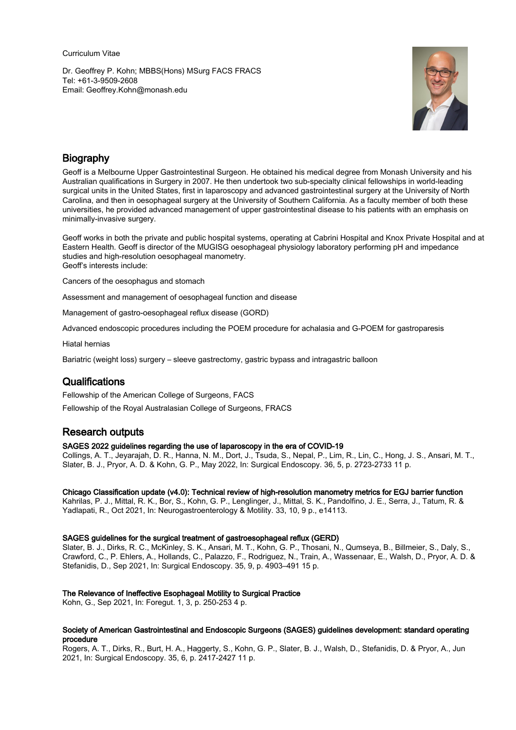Curriculum Vitae

Dr. Geoffrey P. Kohn; MBBS(Hons) MSurg FACS FRACS
Tel: +61-3-9509-2608
Email: Geoffrey.Kohn@monash.edu

## Biography

Geoff is a Melbourne Upper Gastrointestinal Surgeon. He obtained his medical degree from Monash University and his Australian qualifications in Surgery in 2007. He then undertook two sub-specialty clinical fellowships in world-leading surgical units in the United States, first in laparoscopy and advanced gastrointestinal surgery at the University of North Carolina, and then in oesophageal surgery at the University of Southern California. As a faculty member of both these universities, he provided advanced management of upper gastrointestinal disease to his patients with an emphasis on minimally-invasive surgery.

Geoff works in both the private and public hospital systems, operating at Cabrini Hospital and Knox Private Hospital and at Eastern Health. Geoff is director of the MUGISG oesophageal physiology laboratory performing pH and impedance studies and high-resolution oesophageal manometry.
Geoff's interests include:

Cancers of the oesophagus and stomach

Assessment and management of oesophageal function and disease

Management of gastro-oesophageal reflux disease (GORD)

Advanced endoscopic procedures including the POEM procedure for achalasia and G-POEM for gastroparesis

Hiatal hernias

Bariatric (weight loss) surgery – sleeve gastrectomy, gastric bypass and intragastric balloon

## Qualifications

Fellowship of the American College of Surgeons, FACS

Fellowship of the Royal Australasian College of Surgeons, FRACS

## Research outputs

**SAGES 2022 guidelines regarding the use of laparoscopy in the era of COVID-19**
Collings, A. T., Jeyarajah, D. R., Hanna, N. M., Dort, J., Tsuda, S., Nepal, P., Lim, R., Lin, C., Hong, J. S., Ansari, M. T., Slater, B. J., Pryor, A. D. & Kohn, G. P., May 2022, In: Surgical Endoscopy. 36, 5, p. 2723-2733 11 p.

**Chicago Classification update (v4.0): Technical review of high-resolution manometry metrics for EGJ barrier function**
Kahrilas, P. J., Mittal, R. K., Bor, S., Kohn, G. P., Lenglinger, J., Mittal, S. K., Pandolfino, J. E., Serra, J., Tatum, R. & Yadlapati, R., Oct 2021, In: Neurogastroenterology & Motility. 33, 10, 9 p., e14113.

**SAGES guidelines for the surgical treatment of gastroesophageal reflux (GERD)**
Slater, B. J., Dirks, R. C., McKinley, S. K., Ansari, M. T., Kohn, G. P., Thosani, N., Qumseya, B., Billmeier, S., Daly, S., Crawford, C., P. Ehlers, A., Hollands, C., Palazzo, F., Rodriguez, N., Train, A., Wassenaar, E., Walsh, D., Pryor, A. D. & Stefanidis, D., Sep 2021, In: Surgical Endoscopy. 35, 9, p. 4903–491 15 p.

**The Relevance of Ineffective Esophageal Motility to Surgical Practice**
Kohn, G., Sep 2021, In: Foregut. 1, 3, p. 250-253 4 p.

**Society of American Gastrointestinal and Endoscopic Surgeons (SAGES) guidelines development: standard operating procedure**
Rogers, A. T., Dirks, R., Burt, H. A., Haggerty, S., Kohn, G. P., Slater, B. J., Walsh, D., Stefanidis, D. & Pryor, A., Jun 2021, In: Surgical Endoscopy. 35, 6, p. 2417-2427 11 p.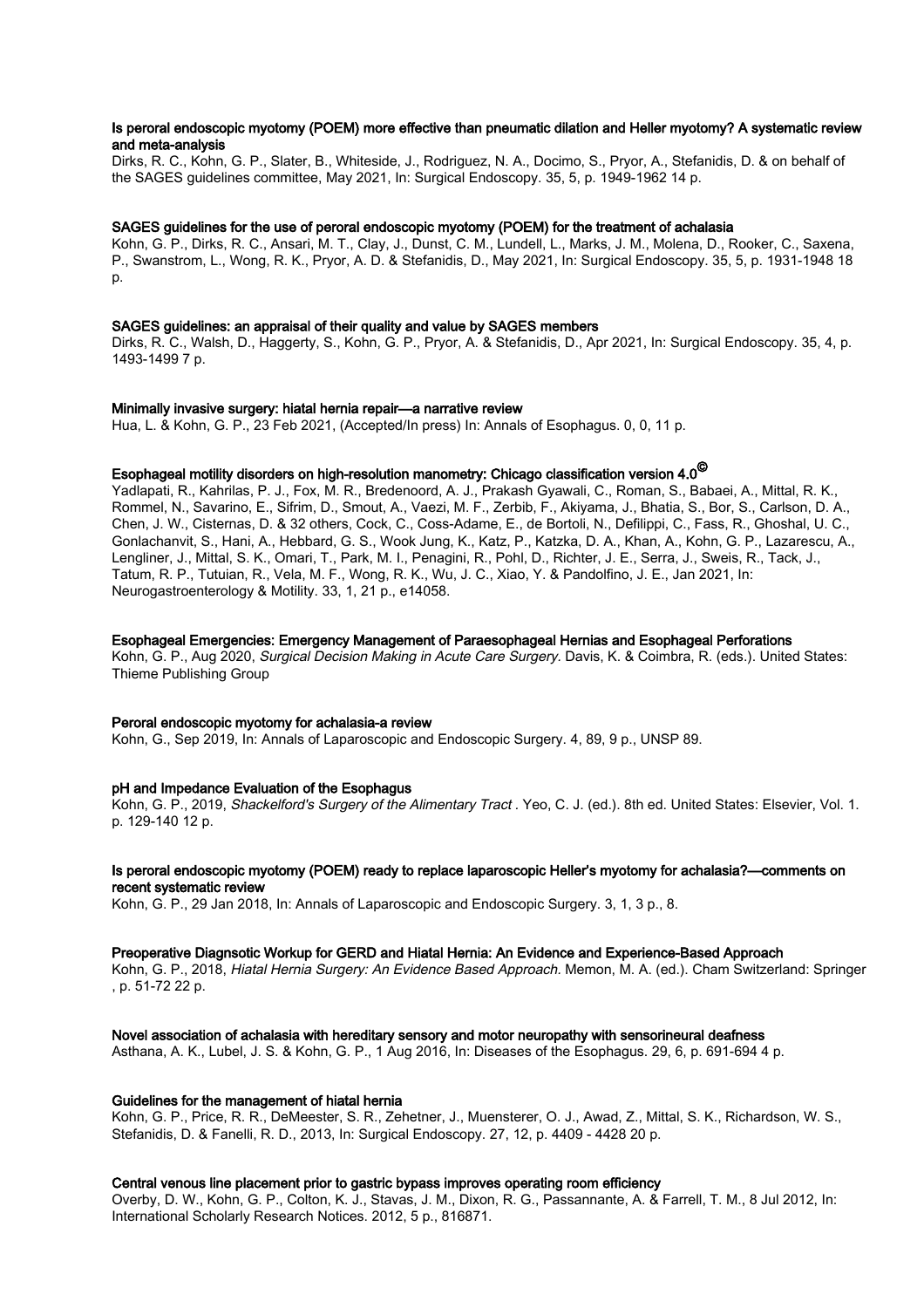**Is peroral endoscopic myotomy (POEM) more effective than pneumatic dilation and Heller myotomy? A systematic review and meta-analysis**

Dirks, R. C., Kohn, G. P., Slater, B., Whiteside, J., Rodriguez, N. A., Docimo, S., Pryor, A., Stefanidis, D. & on behalf of the SAGES guidelines committee, May 2021, In: Surgical Endoscopy. 35, 5, p. 1949-1962 14 p.

**SAGES guidelines for the use of peroral endoscopic myotomy (POEM) for the treatment of achalasia**

Kohn, G. P., Dirks, R. C., Ansari, M. T., Clay, J., Dunst, C. M., Lundell, L., Marks, J. M., Molena, D., Rooker, C., Saxena, P., Swanstrom, L., Wong, R. K., Pryor, A. D. & Stefanidis, D., May 2021, In: Surgical Endoscopy. 35, 5, p. 1931-1948 18 p.

**SAGES guidelines: an appraisal of their quality and value by SAGES members**

Dirks, R. C., Walsh, D., Haggerty, S., Kohn, G. P., Pryor, A. & Stefanidis, D., Apr 2021, In: Surgical Endoscopy. 35, 4, p. 1493-1499 7 p.

**Minimally invasive surgery: hiatal hernia repair—a narrative review**

Hua, L. & Kohn, G. P., 23 Feb 2021, (Accepted/In press) In: Annals of Esophagus. 0, 0, 11 p.

**Esophageal motility disorders on high-resolution manometry: Chicago classification version 4.0©**

Yadlapati, R., Kahrilas, P. J., Fox, M. R., Bredenoord, A. J., Prakash Gyawali, C., Roman, S., Babaei, A., Mittal, R. K., Rommel, N., Savarino, E., Sifrim, D., Smout, A., Vaezi, M. F., Zerbib, F., Akiyama, J., Bhatia, S., Bor, S., Carlson, D. A., Chen, J. W., Cisternas, D. & 32 others, Cock, C., Coss-Adame, E., de Bortoli, N., Defilippi, C., Fass, R., Ghoshal, U. C., Gonlachanvit, S., Hani, A., Hebbard, G. S., Wook Jung, K., Katz, P., Katzka, D. A., Khan, A., Kohn, G. P., Lazarescu, A., Lengliner, J., Mittal, S. K., Omari, T., Park, M. I., Penagini, R., Pohl, D., Richter, J. E., Serra, J., Sweis, R., Tack, J., Tatum, R. P., Tutuian, R., Vela, M. F., Wong, R. K., Wu, J. C., Xiao, Y. & Pandolfino, J. E., Jan 2021, In: Neurogastroenterology & Motility. 33, 1, 21 p., e14058.

**Esophageal Emergencies: Emergency Management of Paraesophageal Hernias and Esophageal Perforations**

Kohn, G. P., Aug 2020, *Surgical Decision Making in Acute Care Surgery.* Davis, K. & Coimbra, R. (eds.). United States: Thieme Publishing Group

**Peroral endoscopic myotomy for achalasia-a review**

Kohn, G., Sep 2019, In: Annals of Laparoscopic and Endoscopic Surgery. 4, 89, 9 p., UNSP 89.

**pH and Impedance Evaluation of the Esophagus**

Kohn, G. P., 2019, *Shackelford's Surgery of the Alimentary Tract* . Yeo, C. J. (ed.). 8th ed. United States: Elsevier, Vol. 1. p. 129-140 12 p.

**Is peroral endoscopic myotomy (POEM) ready to replace laparoscopic Heller's myotomy for achalasia?—comments on recent systematic review**

Kohn, G. P., 29 Jan 2018, In: Annals of Laparoscopic and Endoscopic Surgery. 3, 1, 3 p., 8.

**Preoperative Diagnsotic Workup for GERD and Hiatal Hernia: An Evidence and Experience-Based Approach**

Kohn, G. P., 2018, *Hiatal Hernia Surgery: An Evidence Based Approach.* Memon, M. A. (ed.). Cham Switzerland: Springer , p. 51-72 22 p.

**Novel association of achalasia with hereditary sensory and motor neuropathy with sensorineural deafness**

Asthana, A. K., Lubel, J. S. & Kohn, G. P., 1 Aug 2016, In: Diseases of the Esophagus. 29, 6, p. 691-694 4 p.

**Guidelines for the management of hiatal hernia**

Kohn, G. P., Price, R. R., DeMeester, S. R., Zehetner, J., Muensterer, O. J., Awad, Z., Mittal, S. K., Richardson, W. S., Stefanidis, D. & Fanelli, R. D., 2013, In: Surgical Endoscopy. 27, 12, p. 4409 - 4428 20 p.

**Central venous line placement prior to gastric bypass improves operating room efficiency**

Overby, D. W., Kohn, G. P., Colton, K. J., Stavas, J. M., Dixon, R. G., Passannante, A. & Farrell, T. M., 8 Jul 2012, In: International Scholarly Research Notices. 2012, 5 p., 816871.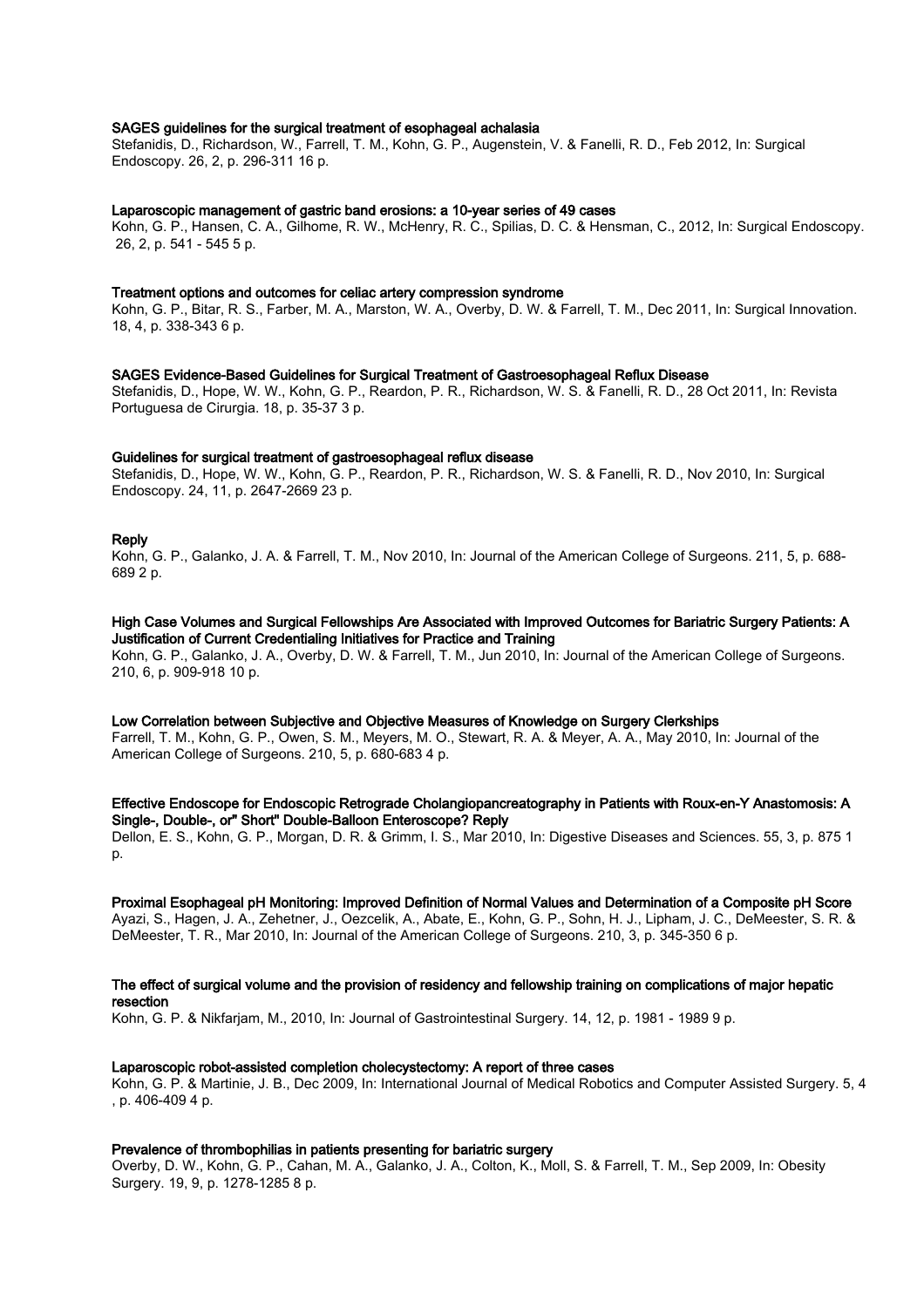**SAGES guidelines for the surgical treatment of esophageal achalasia**

Stefanidis, D., Richardson, W., Farrell, T. M., Kohn, G. P., Augenstein, V. & Fanelli, R. D., Feb 2012, In: Surgical Endoscopy. 26, 2, p. 296-311 16 p.

**Laparoscopic management of gastric band erosions: a 10-year series of 49 cases**

Kohn, G. P., Hansen, C. A., Gilhome, R. W., McHenry, R. C., Spilias, D. C. & Hensman, C., 2012, In: Surgical Endoscopy. 26, 2, p. 541 - 545 5 p.

**Treatment options and outcomes for celiac artery compression syndrome**

Kohn, G. P., Bitar, R. S., Farber, M. A., Marston, W. A., Overby, D. W. & Farrell, T. M., Dec 2011, In: Surgical Innovation. 18, 4, p. 338-343 6 p.

**SAGES Evidence-Based Guidelines for Surgical Treatment of Gastroesophageal Reflux Disease**

Stefanidis, D., Hope, W. W., Kohn, G. P., Reardon, P. R., Richardson, W. S. & Fanelli, R. D., 28 Oct 2011, In: Revista Portuguesa de Cirurgia. 18, p. 35-37 3 p.

**Guidelines for surgical treatment of gastroesophageal reflux disease**

Stefanidis, D., Hope, W. W., Kohn, G. P., Reardon, P. R., Richardson, W. S. & Fanelli, R. D., Nov 2010, In: Surgical Endoscopy. 24, 11, p. 2647-2669 23 p.

**Reply**

Kohn, G. P., Galanko, J. A. & Farrell, T. M., Nov 2010, In: Journal of the American College of Surgeons. 211, 5, p. 688-689 2 p.

**High Case Volumes and Surgical Fellowships Are Associated with Improved Outcomes for Bariatric Surgery Patients: A Justification of Current Credentialing Initiatives for Practice and Training**

Kohn, G. P., Galanko, J. A., Overby, D. W. & Farrell, T. M., Jun 2010, In: Journal of the American College of Surgeons. 210, 6, p. 909-918 10 p.

**Low Correlation between Subjective and Objective Measures of Knowledge on Surgery Clerkships**

Farrell, T. M., Kohn, G. P., Owen, S. M., Meyers, M. O., Stewart, R. A. & Meyer, A. A., May 2010, In: Journal of the American College of Surgeons. 210, 5, p. 680-683 4 p.

**Effective Endoscope for Endoscopic Retrograde Cholangiopancreatography in Patients with Roux-en-Y Anastomosis: A Single-, Double-, or" Short" Double-Balloon Enteroscope? Reply**

Dellon, E. S., Kohn, G. P., Morgan, D. R. & Grimm, I. S., Mar 2010, In: Digestive Diseases and Sciences. 55, 3, p. 875 1 p.

**Proximal Esophageal pH Monitoring: Improved Definition of Normal Values and Determination of a Composite pH Score**

Ayazi, S., Hagen, J. A., Zehetner, J., Oezcelik, A., Abate, E., Kohn, G. P., Sohn, H. J., Lipham, J. C., DeMeester, S. R. & DeMeester, T. R., Mar 2010, In: Journal of the American College of Surgeons. 210, 3, p. 345-350 6 p.

**The effect of surgical volume and the provision of residency and fellowship training on complications of major hepatic resection**

Kohn, G. P. & Nikfarjam, M., 2010, In: Journal of Gastrointestinal Surgery. 14, 12, p. 1981 - 1989 9 p.

**Laparoscopic robot-assisted completion cholecystectomy: A report of three cases**

Kohn, G. P. & Martinie, J. B., Dec 2009, In: International Journal of Medical Robotics and Computer Assisted Surgery. 5, 4 , p. 406-409 4 p.

**Prevalence of thrombophilias in patients presenting for bariatric surgery**

Overby, D. W., Kohn, G. P., Cahan, M. A., Galanko, J. A., Colton, K., Moll, S. & Farrell, T. M., Sep 2009, In: Obesity Surgery. 19, 9, p. 1278-1285 8 p.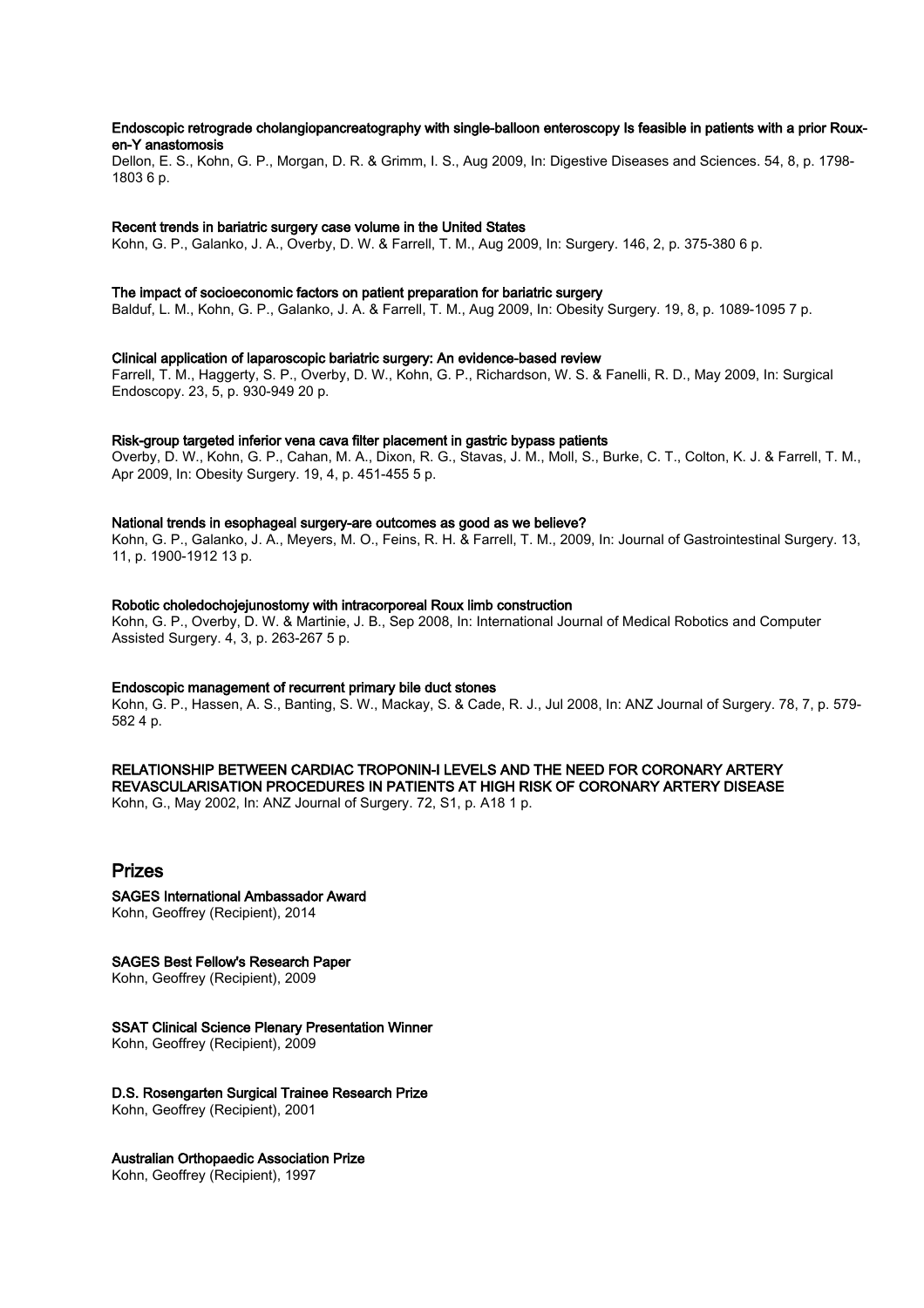**Endoscopic retrograde cholangiopancreatography with single-balloon enteroscopy Is feasible in patients with a prior Roux-en-Y anastomosis**

Dellon, E. S., Kohn, G. P., Morgan, D. R. & Grimm, I. S., Aug 2009, In: Digestive Diseases and Sciences. 54, 8, p. 1798-1803 6 p.

**Recent trends in bariatric surgery case volume in the United States**

Kohn, G. P., Galanko, J. A., Overby, D. W. & Farrell, T. M., Aug 2009, In: Surgery. 146, 2, p. 375-380 6 p.

**The impact of socioeconomic factors on patient preparation for bariatric surgery**

Balduf, L. M., Kohn, G. P., Galanko, J. A. & Farrell, T. M., Aug 2009, In: Obesity Surgery. 19, 8, p. 1089-1095 7 p.

**Clinical application of laparoscopic bariatric surgery: An evidence-based review**

Farrell, T. M., Haggerty, S. P., Overby, D. W., Kohn, G. P., Richardson, W. S. & Fanelli, R. D., May 2009, In: Surgical Endoscopy. 23, 5, p. 930-949 20 p.

**Risk-group targeted inferior vena cava filter placement in gastric bypass patients**

Overby, D. W., Kohn, G. P., Cahan, M. A., Dixon, R. G., Stavas, J. M., Moll, S., Burke, C. T., Colton, K. J. & Farrell, T. M., Apr 2009, In: Obesity Surgery. 19, 4, p. 451-455 5 p.

**National trends in esophageal surgery-are outcomes as good as we believe?**

Kohn, G. P., Galanko, J. A., Meyers, M. O., Feins, R. H. & Farrell, T. M., 2009, In: Journal of Gastrointestinal Surgery. 13, 11, p. 1900-1912 13 p.

**Robotic choledochojejunostomy with intracorporeal Roux limb construction**

Kohn, G. P., Overby, D. W. & Martinie, J. B., Sep 2008, In: International Journal of Medical Robotics and Computer Assisted Surgery. 4, 3, p. 263-267 5 p.

**Endoscopic management of recurrent primary bile duct stones**

Kohn, G. P., Hassen, A. S., Banting, S. W., Mackay, S. & Cade, R. J., Jul 2008, In: ANZ Journal of Surgery. 78, 7, p. 579-582 4 p.

**RELATIONSHIP BETWEEN CARDIAC TROPONIN-I LEVELS AND THE NEED FOR CORONARY ARTERY REVASCULARISATION PROCEDURES IN PATIENTS AT HIGH RISK OF CORONARY ARTERY DISEASE**

Kohn, G., May 2002, In: ANZ Journal of Surgery. 72, S1, p. A18 1 p.

## Prizes

**SAGES International Ambassador Award**

Kohn, Geoffrey (Recipient), 2014

**SAGES Best Fellow's Research Paper**

Kohn, Geoffrey (Recipient), 2009

**SSAT Clinical Science Plenary Presentation Winner**

Kohn, Geoffrey (Recipient), 2009

**D.S. Rosengarten Surgical Trainee Research Prize**

Kohn, Geoffrey (Recipient), 2001

**Australian Orthopaedic Association Prize**

Kohn, Geoffrey (Recipient), 1997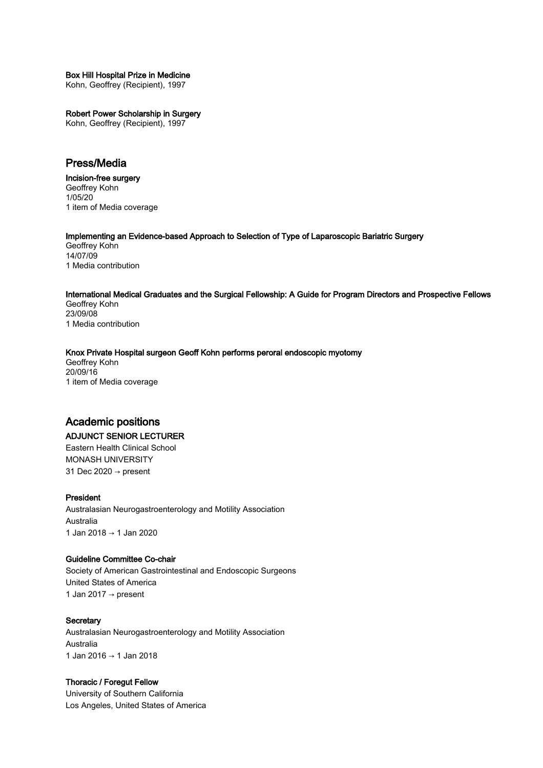**Box Hill Hospital Prize in Medicine**
Kohn, Geoffrey (Recipient), 1997

**Robert Power Scholarship in Surgery**
Kohn, Geoffrey (Recipient), 1997

## Press/Media

**Incision-free surgery**
Geoffrey Kohn
1/05/20
1 item of Media coverage

**Implementing an Evidence-based Approach to Selection of Type of Laparoscopic Bariatric Surgery**
Geoffrey Kohn
14/07/09
1 Media contribution

**International Medical Graduates and the Surgical Fellowship: A Guide for Program Directors and Prospective Fellows**
Geoffrey Kohn
23/09/08
1 Media contribution

**Knox Private Hospital surgeon Geoff Kohn performs peroral endoscopic myotomy**
Geoffrey Kohn
20/09/16
1 item of Media coverage

## Academic positions

**ADJUNCT SENIOR LECTURER**
Eastern Health Clinical School
MONASH UNIVERSITY
31 Dec 2020 → present

**President**
Australasian Neurogastroenterology and Motility Association
Australia
1 Jan 2018 → 1 Jan 2020

**Guideline Committee Co-chair**
Society of American Gastrointestinal and Endoscopic Surgeons
United States of America
1 Jan 2017 → present

**Secretary**
Australasian Neurogastroenterology and Motility Association
Australia
1 Jan 2016 → 1 Jan 2018

**Thoracic / Foregut Fellow**
University of Southern California
Los Angeles, United States of America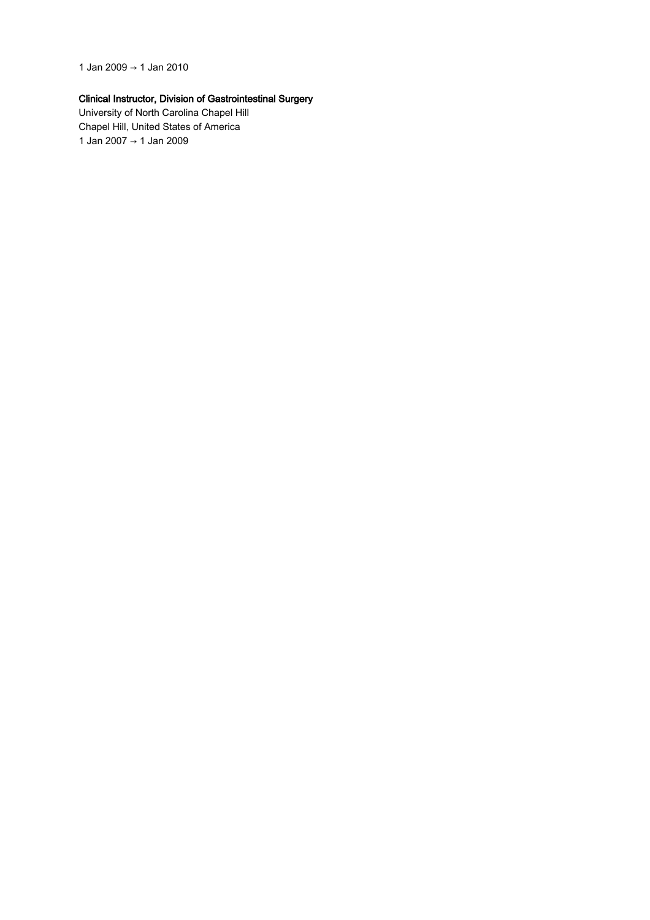1 Jan 2009 → 1 Jan 2010

**Clinical Instructor, Division of Gastrointestinal Surgery**
University of North Carolina Chapel Hill
Chapel Hill, United States of America
1 Jan 2007 → 1 Jan 2009